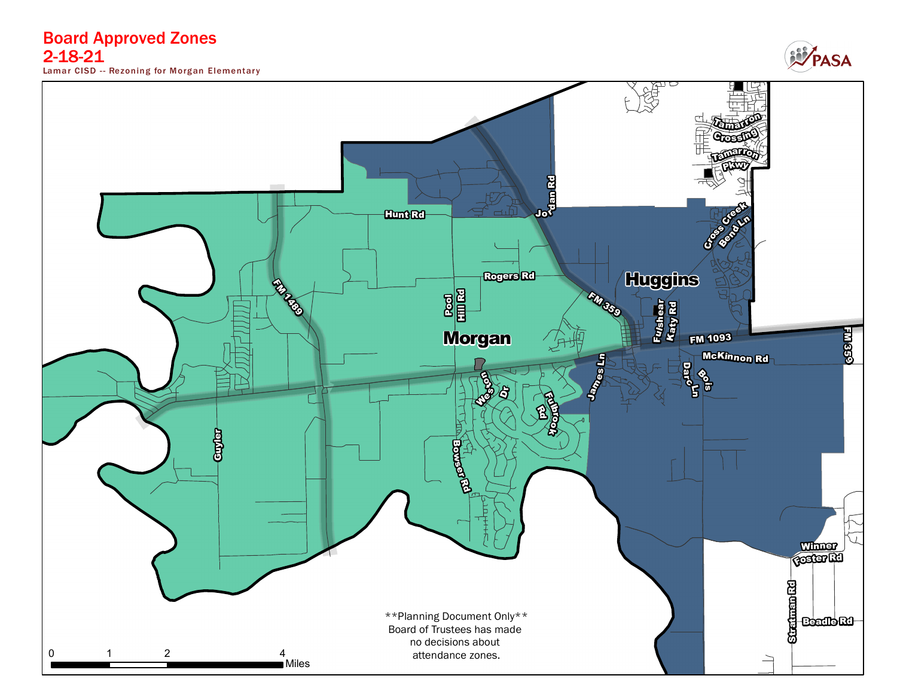# Board Approved Zones
## 2-18-21

Lamar CISD -- Rezoning for Morgan Elementary

PASA

Tamarron Crossing

Tamarron Pkwy

Cross Creek Bend Ln

Jordan Rd

Hunt Rd

Rogers Rd

Huggins

FM 359

Fulshear Katy Rd

FM 1093

McKinnon Rd

FM 359

Pool Hill Rd

Morgan

FM 1489

Weston Dr

Fulbrook Rd

James Ln

Darc Ln

Bois

Guyler

Bowser Rd

Winner Foster Rd

Stratman Rd

Beadle Rd

0 1 2 4 Miles

**Planning Document Only**
Board of Trustees has made no decisions about attendance zones.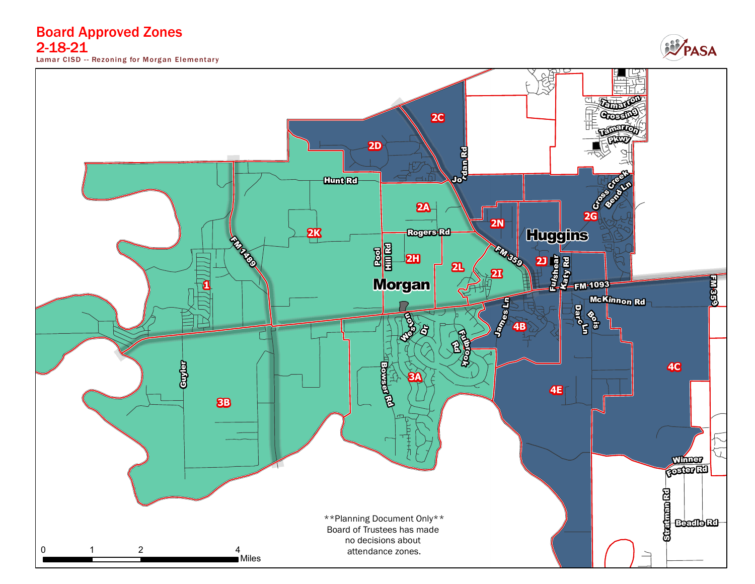# Board Approved Zones

## 2-18-21

Lamar CISD -- Rezoning for Morgan Elementary

PASA

2C

2D

Jordan Rd

Tamarron Crossing

Tamarron Pkwy

Cross Creek Bend Ln

Hunt Rd

2A

2N

2G

2K

Rogers Rd

Huggins

Pool Hill Rd

2H

FM 1489

FM 359

2J

Fulshear Katy Rd

2L

2I

Morgan

FM 1093

1

James Ln

McKinnon Rd

Weston Dr

Fulbrook Rd

4B

Darc Ln

Bois

FM 359

Guyler

3A

4C

Bowser Rd

3B

4E

Winner Foster Rd

Stratman Rd

Beadle Rd

**Planning Document Only**
Board of Trustees has made no decisions about attendance zones.

0 1 2 4 Miles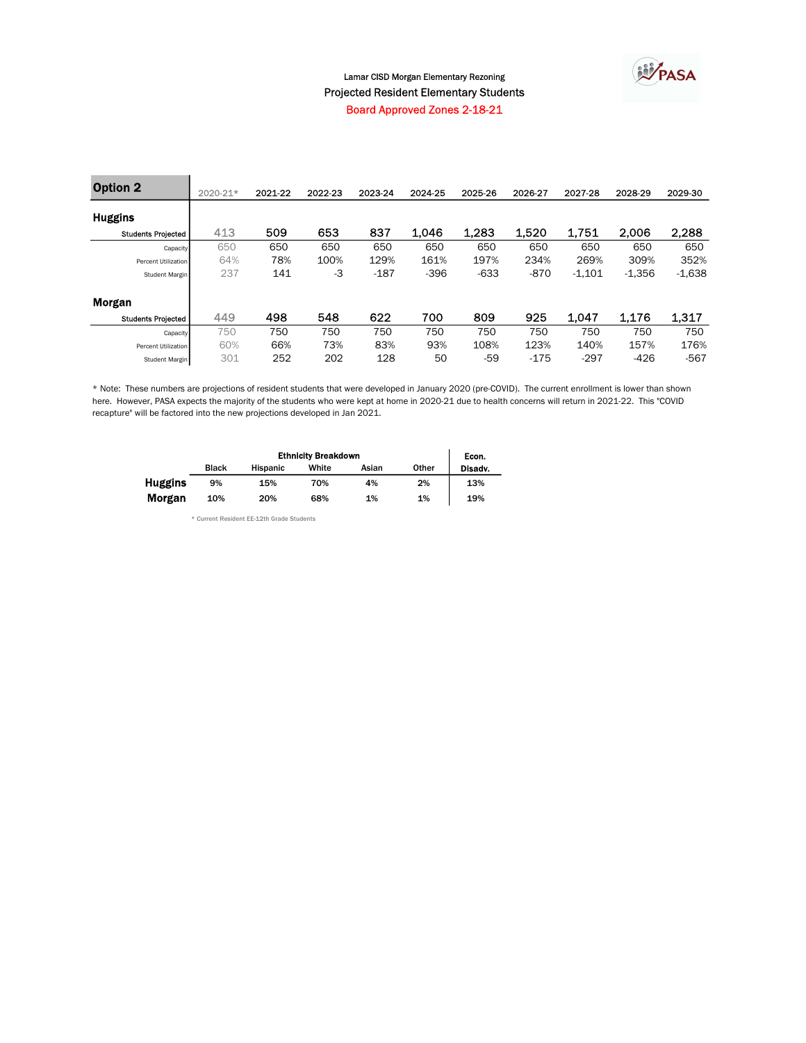Lamar CISD Morgan Elementary Rezoning

Projected Resident Elementary Students

Board Approved Zones 2-18-21

| Option 2 | 2020-21* | 2021-22 | 2022-23 | 2023-24 | 2024-25 | 2025-26 | 2026-27 | 2027-28 | 2028-29 | 2029-30 |
|---|---|---|---|---|---|---|---|---|---|---|
| **Huggins** | | | | | | | | | | |
| Students Projected | 413 | 509 | 653 | 837 | 1,046 | 1,283 | 1,520 | 1,751 | 2,006 | 2,288 |
| Capacity | 650 | 650 | 650 | 650 | 650 | 650 | 650 | 650 | 650 | 650 |
| Percent Utilization | 64% | 78% | 100% | 129% | 161% | 197% | 234% | 269% | 309% | 352% |
| Student Margin | 237 | 141 | -3 | -187 | -396 | -633 | -870 | -1,101 | -1,356 | -1,638 |
| **Morgan** | | | | | | | | | | |
| Students Projected | 449 | 498 | 548 | 622 | 700 | 809 | 925 | 1,047 | 1,176 | 1,317 |
| Capacity | 750 | 750 | 750 | 750 | 750 | 750 | 750 | 750 | 750 | 750 |
| Percent Utilization | 60% | 66% | 73% | 83% | 93% | 108% | 123% | 140% | 157% | 176% |
| Student Margin | 301 | 252 | 202 | 128 | 50 | -59 | -175 | -297 | -426 | -567 |

* Note: These numbers are projections of resident students that were developed in January 2020 (pre-COVID). The current enrollment is lower than shown here. However, PASA expects the majority of the students who were kept at home in 2020-21 due to health concerns will return in 2021-22. This "COVID recapture" will be factored into the new projections developed in Jan 2021.

| | Ethnicity Breakdown | | | | | Econ. Disadv. |
|---|---|---|---|---|---|---|
| | Black | Hispanic | White | Asian | Other | |
| **Huggins** | 9% | 15% | 70% | 4% | 2% | 13% |
| **Morgan** | 10% | 20% | 68% | 1% | 1% | 19% |

* Current Resident EE-12th Grade Students